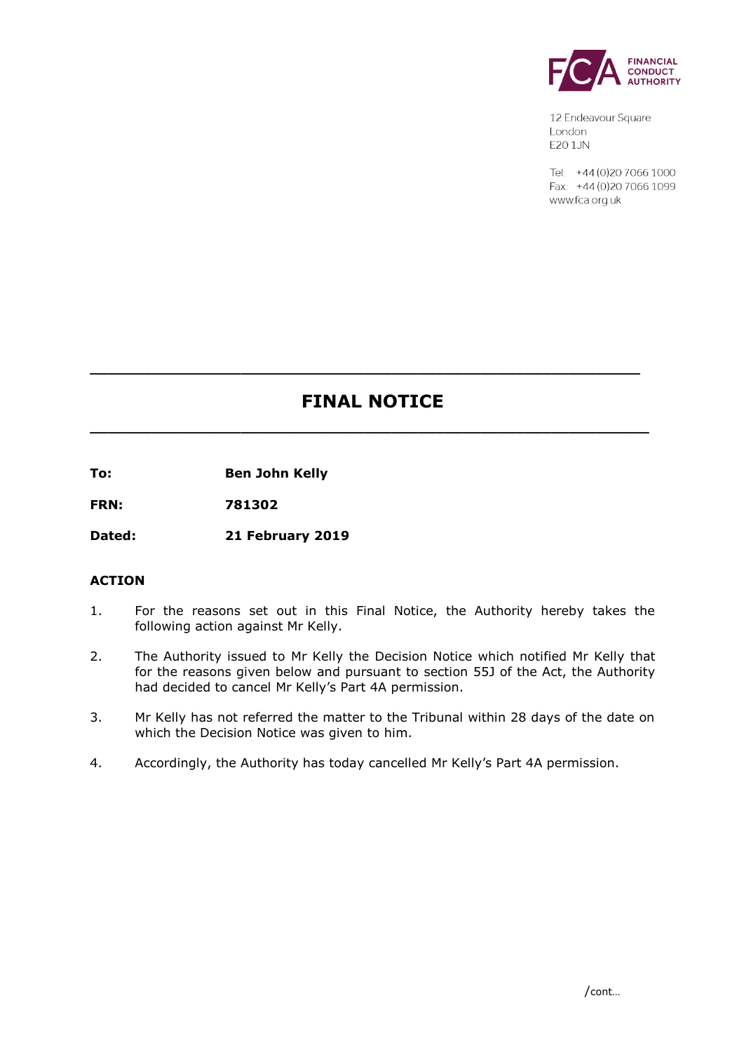FINANCIAL CONDUCT AUTHORITY

12 Endeavour Square
London
E20 1JN

Tel: +44 (0)20 7066 1000
Fax: +44 (0)20 7066 1099
www.fca.org.uk

# FINAL NOTICE

**To:** **Ben John Kelly**

**FRN:** **781302**

**Dated:** **21 February 2019**

## ACTION

1. For the reasons set out in this Final Notice, the Authority hereby takes the following action against Mr Kelly.

2. The Authority issued to Mr Kelly the Decision Notice which notified Mr Kelly that for the reasons given below and pursuant to section 55J of the Act, the Authority had decided to cancel Mr Kelly's Part 4A permission.

3. Mr Kelly has not referred the matter to the Tribunal within 28 days of the date on which the Decision Notice was given to him.

4. Accordingly, the Authority has today cancelled Mr Kelly's Part 4A permission.

/cont…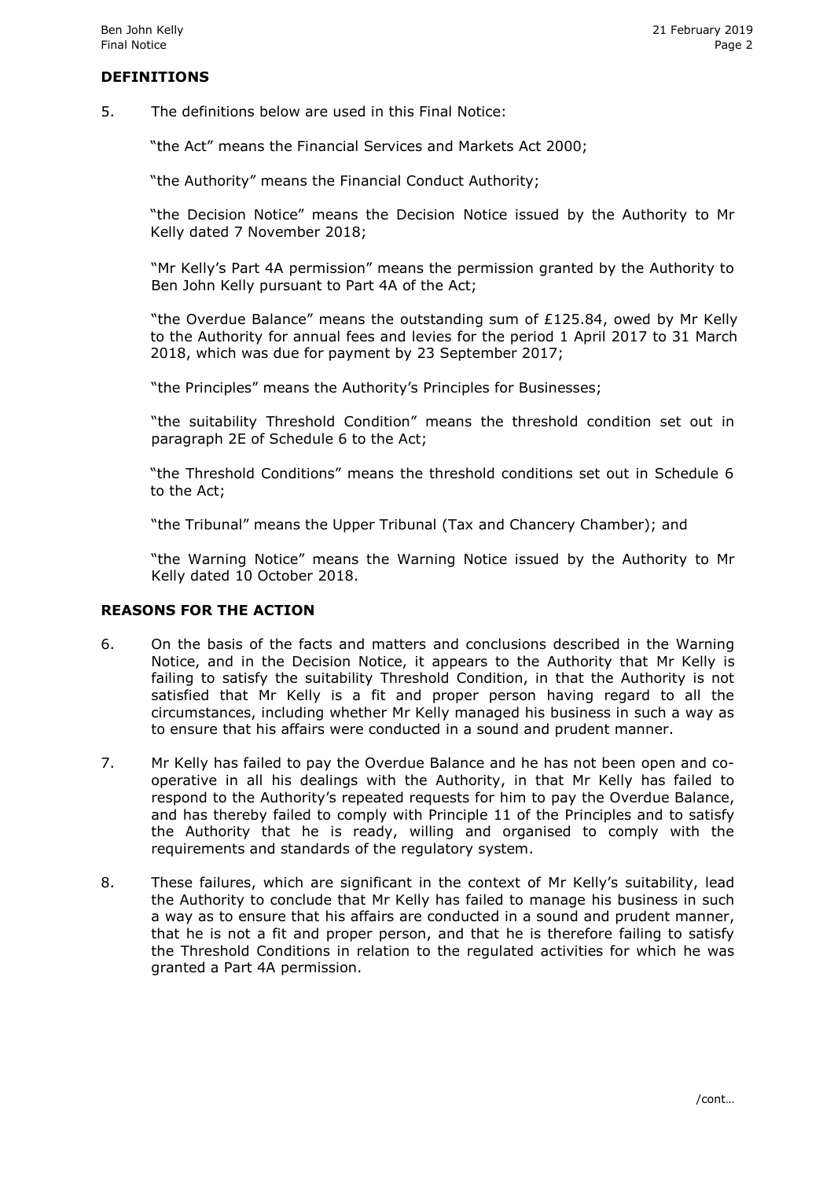## DEFINITIONS

5. The definitions below are used in this Final Notice:

   "the Act" means the Financial Services and Markets Act 2000;

   "the Authority" means the Financial Conduct Authority;

   "the Decision Notice" means the Decision Notice issued by the Authority to Mr Kelly dated 7 November 2018;

   "Mr Kelly's Part 4A permission" means the permission granted by the Authority to Ben John Kelly pursuant to Part 4A of the Act;

   "the Overdue Balance" means the outstanding sum of £125.84, owed by Mr Kelly to the Authority for annual fees and levies for the period 1 April 2017 to 31 March 2018, which was due for payment by 23 September 2017;

   "the Principles" means the Authority's Principles for Businesses;

   "the suitability Threshold Condition" means the threshold condition set out in paragraph 2E of Schedule 6 to the Act;

   "the Threshold Conditions" means the threshold conditions set out in Schedule 6 to the Act;

   "the Tribunal" means the Upper Tribunal (Tax and Chancery Chamber); and

   "the Warning Notice" means the Warning Notice issued by the Authority to Mr Kelly dated 10 October 2018.

## REASONS FOR THE ACTION

6. On the basis of the facts and matters and conclusions described in the Warning Notice, and in the Decision Notice, it appears to the Authority that Mr Kelly is failing to satisfy the suitability Threshold Condition, in that the Authority is not satisfied that Mr Kelly is a fit and proper person having regard to all the circumstances, including whether Mr Kelly managed his business in such a way as to ensure that his affairs were conducted in a sound and prudent manner.

7. Mr Kelly has failed to pay the Overdue Balance and he has not been open and co-operative in all his dealings with the Authority, in that Mr Kelly has failed to respond to the Authority's repeated requests for him to pay the Overdue Balance, and has thereby failed to comply with Principle 11 of the Principles and to satisfy the Authority that he is ready, willing and organised to comply with the requirements and standards of the regulatory system.

8. These failures, which are significant in the context of Mr Kelly's suitability, lead the Authority to conclude that Mr Kelly has failed to manage his business in such a way as to ensure that his affairs are conducted in a sound and prudent manner, that he is not a fit and proper person, and that he is therefore failing to satisfy the Threshold Conditions in relation to the regulated activities for which he was granted a Part 4A permission.

/cont…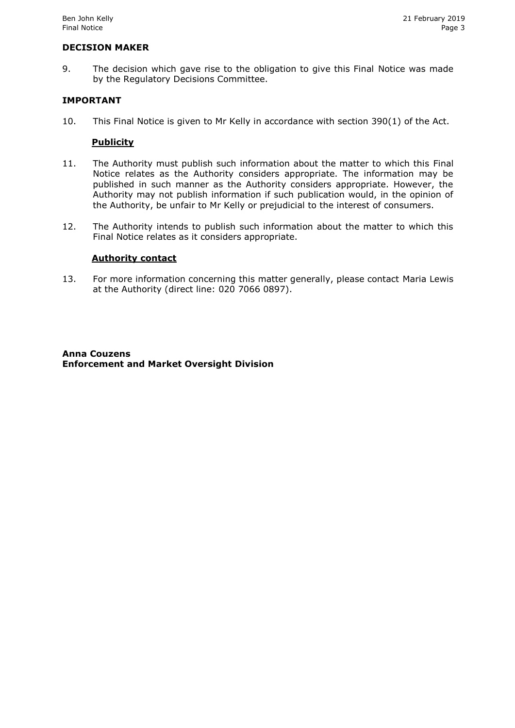## DECISION MAKER

9. The decision which gave rise to the obligation to give this Final Notice was made by the Regulatory Decisions Committee.

## IMPORTANT

10. This Final Notice is given to Mr Kelly in accordance with section 390(1) of the Act.

### Publicity

11. The Authority must publish such information about the matter to which this Final Notice relates as the Authority considers appropriate. The information may be published in such manner as the Authority considers appropriate. However, the Authority may not publish information if such publication would, in the opinion of the Authority, be unfair to Mr Kelly or prejudicial to the interest of consumers.

12. The Authority intends to publish such information about the matter to which this Final Notice relates as it considers appropriate.

### Authority contact

13. For more information concerning this matter generally, please contact Maria Lewis at the Authority (direct line: 020 7066 0897).

**Anna Couzens**
**Enforcement and Market Oversight Division**